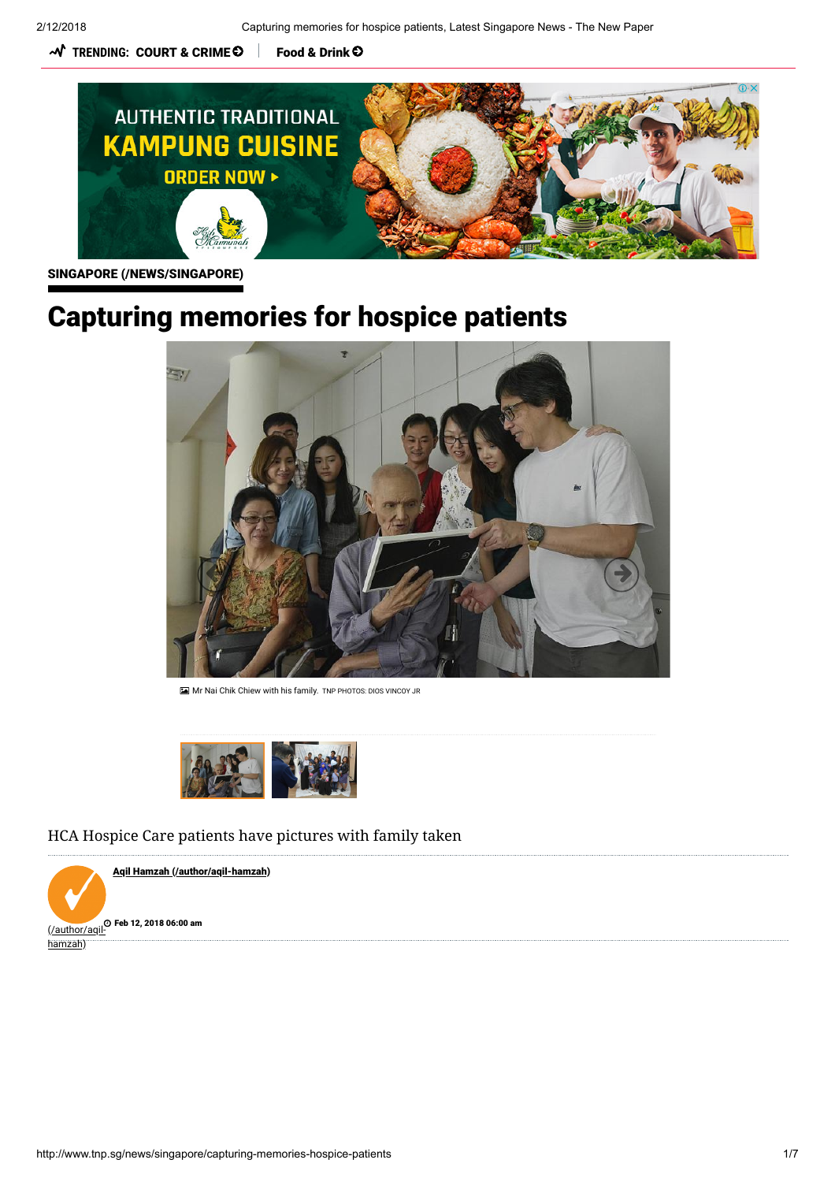SINGAPORE (/NEWS/SINGAPORE)

# Capturing memories for hospice patients

Mr Nai Chik Chiew with his family. TNP PHOTOS: DIOS VINCOY JR

HCA Hospice Care patients have pictures with family taken

Aqil Hamzah (/author/aqil-hamzah)

Feb 12, 2018 06:00 am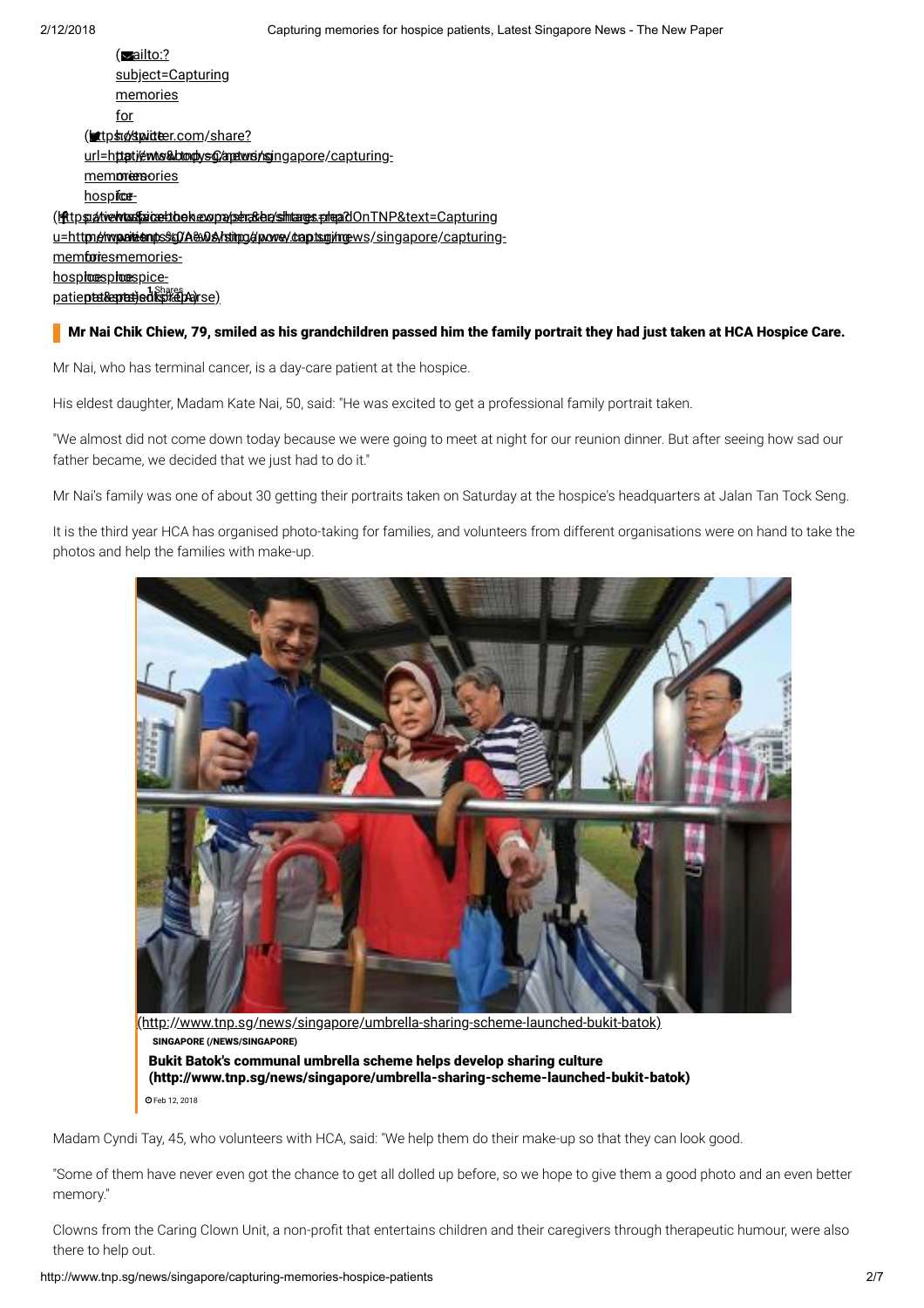**Mr Nai Chik Chiew, 79, smiled as his grandchildren passed him the family portrait they had just taken at HCA Hospice Care.**

Mr Nai, who has terminal cancer, is a day-care patient at the hospice.

His eldest daughter, Madam Kate Nai, 50, said: "He was excited to get a professional family portrait taken.

"We almost did not come down today because we were going to meet at night for our reunion dinner. But after seeing how sad our father became, we decided that we just had to do it."

Mr Nai's family was one of about 30 getting their portraits taken on Saturday at the hospice's headquarters at Jalan Tan Tock Seng.

It is the third year HCA has organised photo-taking for families, and volunteers from different organisations were on hand to take the photos and help the families with make-up.

SINGAPORE

**Bukit Batok's communal umbrella scheme helps develop sharing culture**

Feb 12, 2018

Madam Cyndi Tay, 45, who volunteers with HCA, said: "We help them do their make-up so that they can look good.

"Some of them have never even got the chance to get all dolled up before, so we hope to give them a good photo and an even better memory."

Clowns from the Caring Clown Unit, a non-profit that entertains children and their caregivers through therapeutic humour, were also there to help out.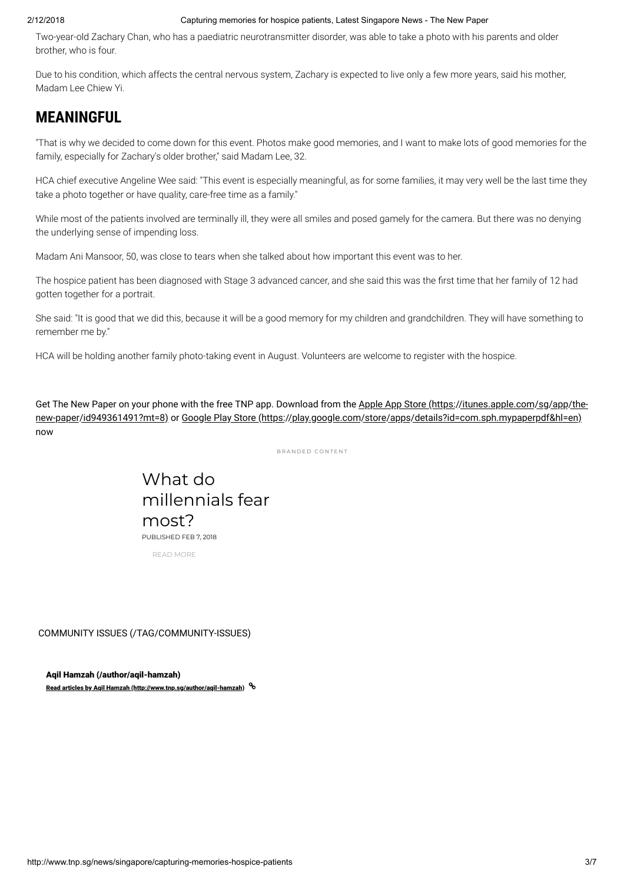Two-year-old Zachary Chan, who has a paediatric neurotransmitter disorder, was able to take a photo with his parents and older brother, who is four.

Due to his condition, which affects the central nervous system, Zachary is expected to live only a few more years, said his mother, Madam Lee Chiew Yi.

## MEANINGFUL

"That is why we decided to come down for this event. Photos make good memories, and I want to make lots of good memories for the family, especially for Zachary's older brother," said Madam Lee, 32.

HCA chief executive Angeline Wee said: "This event is especially meaningful, as for some families, it may very well be the last time they take a photo together or have quality, care-free time as a family."

While most of the patients involved are terminally ill, they were all smiles and posed gamely for the camera. But there was no denying the underlying sense of impending loss.

Madam Ani Mansoor, 50, was close to tears when she talked about how important this event was to her.

The hospice patient has been diagnosed with Stage 3 advanced cancer, and she said this was the first time that her family of 12 had gotten together for a portrait.

She said: "It is good that we did this, because it will be a good memory for my children and grandchildren. They will have something to remember me by."

HCA will be holding another family photo-taking event in August. Volunteers are welcome to register with the hospice.

Get The New Paper on your phone with the free TNP app. Download from the Apple App Store (https://itunes.apple.com/sg/app/the-new-paper/id949361491?mt=8) or Google Play Store (https://play.google.com/store/apps/details?id=com.sph.mypaperpdf&hl=en) now

BRANDED CONTENT

What do millennials fear most?

PUBLISHED FEB 7, 2018

READ MORE

COMMUNITY ISSUES (/TAG/COMMUNITY-ISSUES)

**Aqil Hamzah (/author/aqil-hamzah)**

**Read articles by Aqil Hamzah (http://www.tnp.sg/author/aqil-hamzah)**